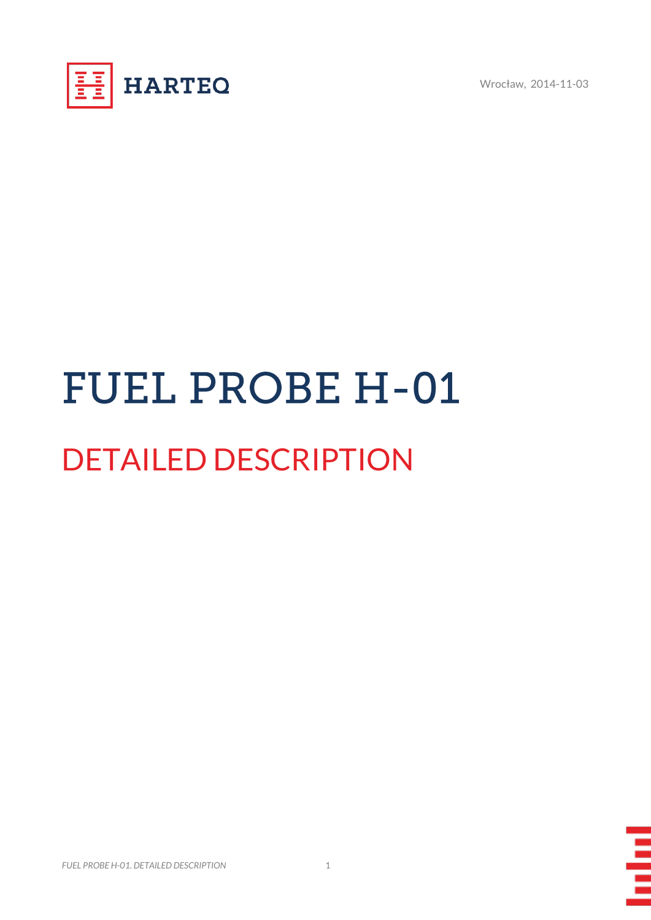HARTEQ

Wrocław, 2014-11-03

# FUEL PROBE H-01

## DETAILED DESCRIPTION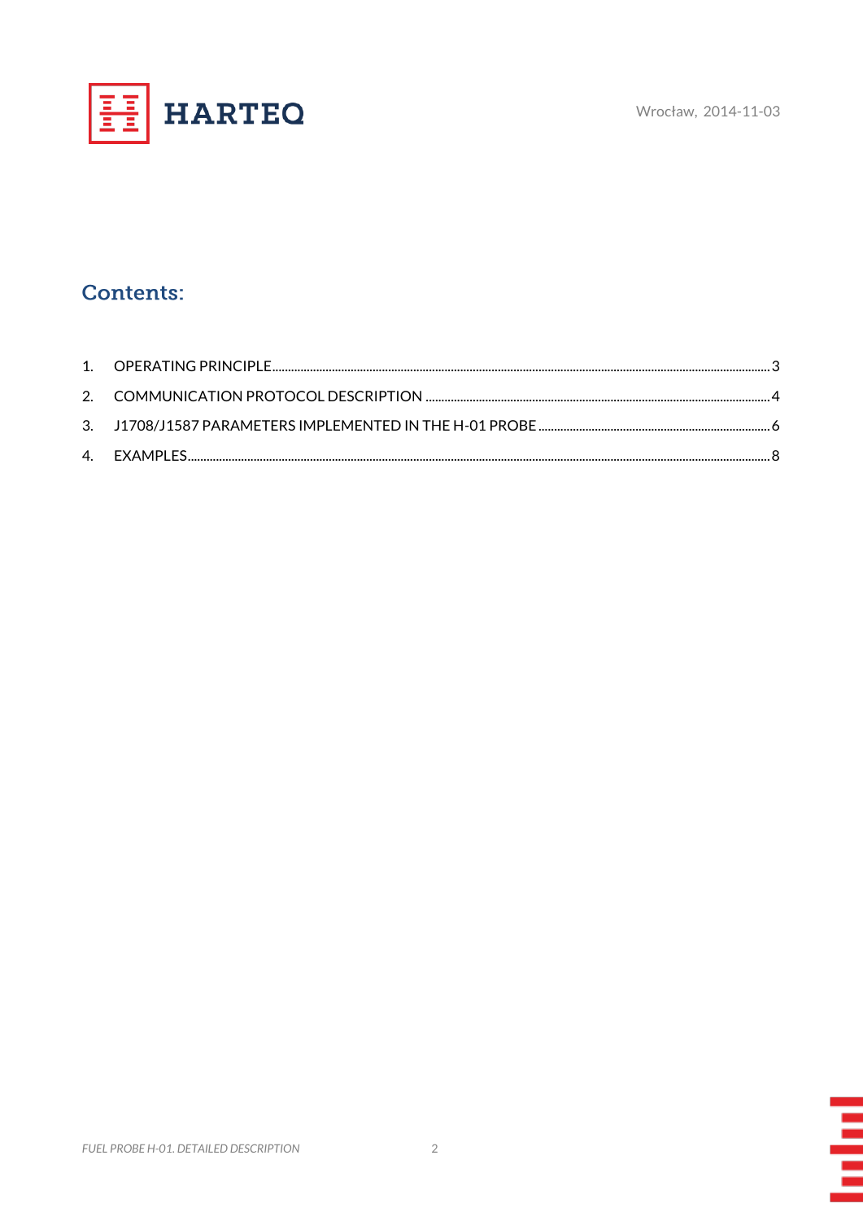HARTEQ

Wrocław, 2014-11-03

## Contents:

1. OPERATING PRINCIPLE ........ 3
2. COMMUNICATION PROTOCOL DESCRIPTION ........ 4
3. J1708/J1587 PARAMETERS IMPLEMENTED IN THE H-01 PROBE ........ 6
4. EXAMPLES ........ 8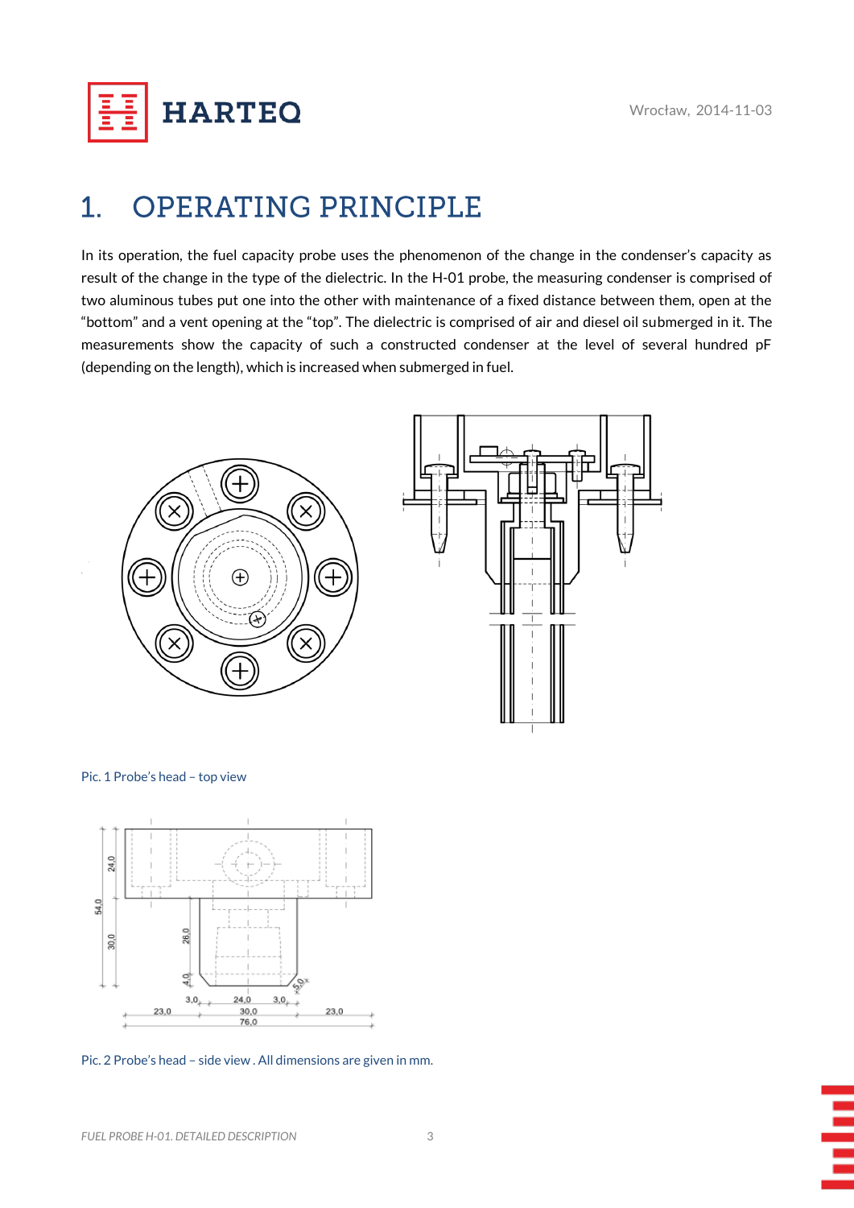# 1. OPERATING PRINCIPLE

In its operation, the fuel capacity probe uses the phenomenon of the change in the condenser's capacity as result of the change in the type of the dielectric. In the H-01 probe, the measuring condenser is comprised of two aluminous tubes put one into the other with maintenance of a fixed distance between them, open at the "bottom" and a vent opening at the "top". The dielectric is comprised of air and diesel oil submerged in it. The measurements show the capacity of such a constructed condenser at the level of several hundred pF (depending on the length), which is increased when submerged in fuel.

Pic. 1 Probe's head – top view

Pic. 2 Probe's head – side view . All dimensions are given in mm.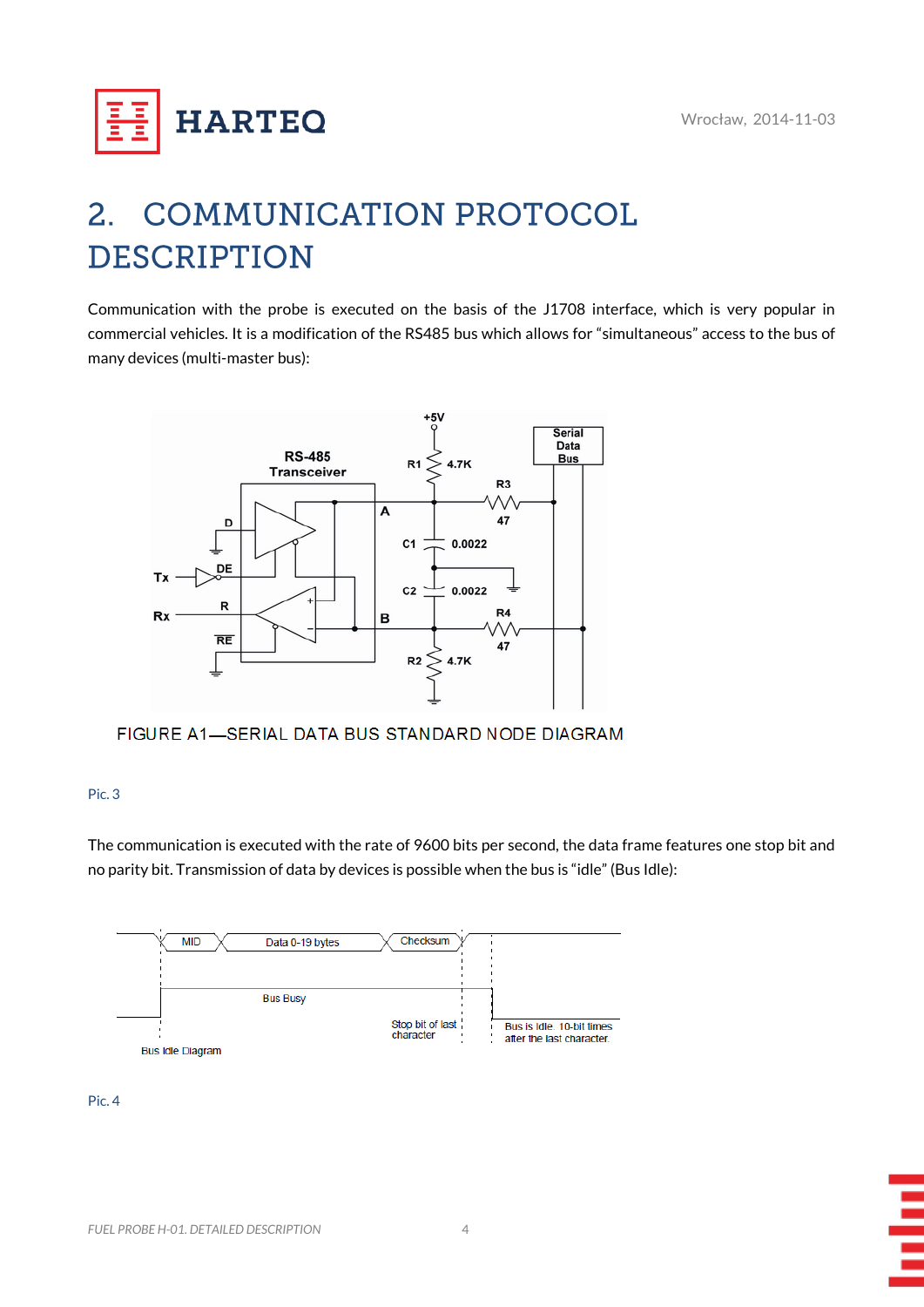# 2. COMMUNICATION PROTOCOL DESCRIPTION

Communication with the probe is executed on the basis of the J1708 interface, which is very popular in commercial vehicles. It is a modification of the RS485 bus which allows for "simultaneous" access to the bus of many devices (multi-master bus):

FIGURE A1—SERIAL DATA BUS STANDARD NODE DIAGRAM

Pic. 3

The communication is executed with the rate of 9600 bits per second, the data frame features one stop bit and no parity bit. Transmission of data by devices is possible when the bus is "idle" (Bus Idle):

Pic. 4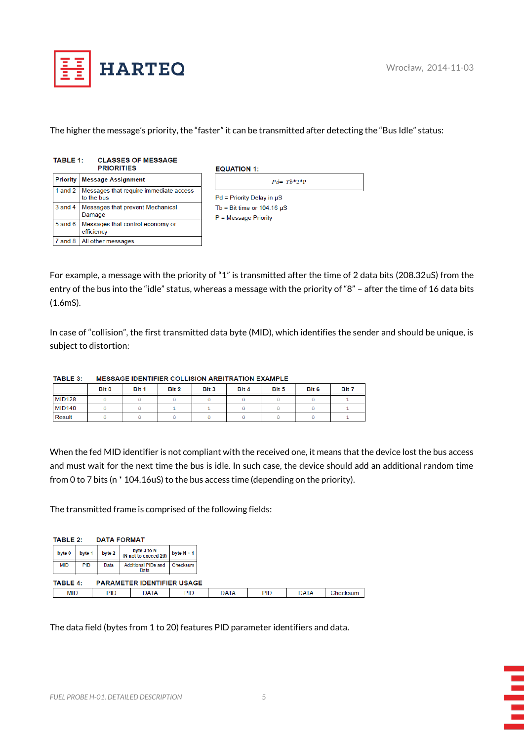The higher the message's priority, the "faster" it can be transmitted after detecting the "Bus Idle" status:

**TABLE 1: CLASSES OF MESSAGE PRIORITIES**

| Priority | Message Assignment |
|---|---|
| 1 and 2 | Messages that require immediate access to the bus |
| 3 and 4 | Messages that prevent Mechanical Damage |
| 5 and 6 | Messages that control economy or efficiency |
| 7 and 8 | All other messages |

**EQUATION 1:**

$$Pd = Tb*2*P$$

Pd = Priority Delay in µS

Tb = Bit time or 104.16 µS

P = Message Priority

For example, a message with the priority of "1" is transmitted after the time of 2 data bits (208.32uS) from the entry of the bus into the "idle" status, whereas a message with the priority of "8" – after the time of 16 data bits (1.6mS).

In case of "collision", the first transmitted data byte (MID), which identifies the sender and should be unique, is subject to distortion:

**TABLE 3: MESSAGE IDENTIFIER COLLISION ARBITRATION EXAMPLE**

| | Bit 0 | Bit 1 | Bit 2 | Bit 3 | Bit 4 | Bit 5 | Bit 6 | Bit 7 |
|---|---|---|---|---|---|---|---|---|
| MID128 | 0 | 0 | 0 | 0 | 0 | 0 | 0 | 1 |
| MID140 | 0 | 0 | 1 | 1 | 0 | 0 | 0 | 1 |
| Result | 0 | 0 | 0 | 0 | 0 | 0 | 0 | 1 |

When the fed MID identifier is not compliant with the received one, it means that the device lost the bus access and must wait for the next time the bus is idle. In such case, the device should add an additional random time from 0 to 7 bits (n * 104.16uS) to the bus access time (depending on the priority).

The transmitted frame is comprised of the following fields:

**TABLE 2: DATA FORMAT**

| byte 0 | byte 1 | byte 2 | byte 3 to N (N not to exceed 20) | byte N + 1 |
|---|---|---|---|---|
| MID | PID | Data | Additional PIDs and Data | Checksum |

**TABLE 4: PARAMETER IDENTIFIER USAGE**

| MID | PID | DATA | PID | DATA | PID | DATA | Checksum |
|---|---|---|---|---|---|---|---|

The data field (bytes from 1 to 20) features PID parameter identifiers and data.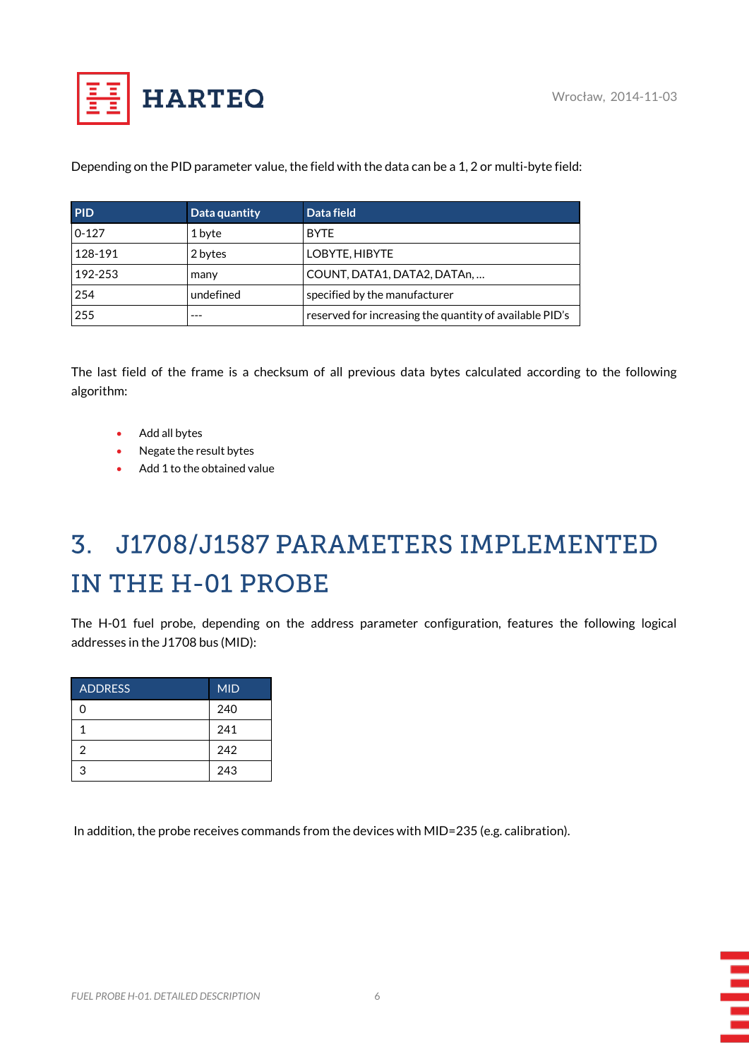Depending on the PID parameter value, the field with the data can be a 1, 2 or multi-byte field:

| PID | Data quantity | Data field |
|---|---|---|
| 0-127 | 1 byte | BYTE |
| 128-191 | 2 bytes | LOBYTE, HIBYTE |
| 192-253 | many | COUNT, DATA1, DATA2, DATAn, ... |
| 254 | undefined | specified by the manufacturer |
| 255 | --- | reserved for increasing the quantity of available PID's |

The last field of the frame is a checksum of all previous data bytes calculated according to the following algorithm:

- Add all bytes
- Negate the result bytes
- Add 1 to the obtained value

# 3. J1708/J1587 PARAMETERS IMPLEMENTED IN THE H-01 PROBE

The H-01 fuel probe, depending on the address parameter configuration, features the following logical addresses in the J1708 bus (MID):

| ADDRESS | MID |
|---|---|
| 0 | 240 |
| 1 | 241 |
| 2 | 242 |
| 3 | 243 |

In addition, the probe receives commands from the devices with MID=235 (e.g. calibration).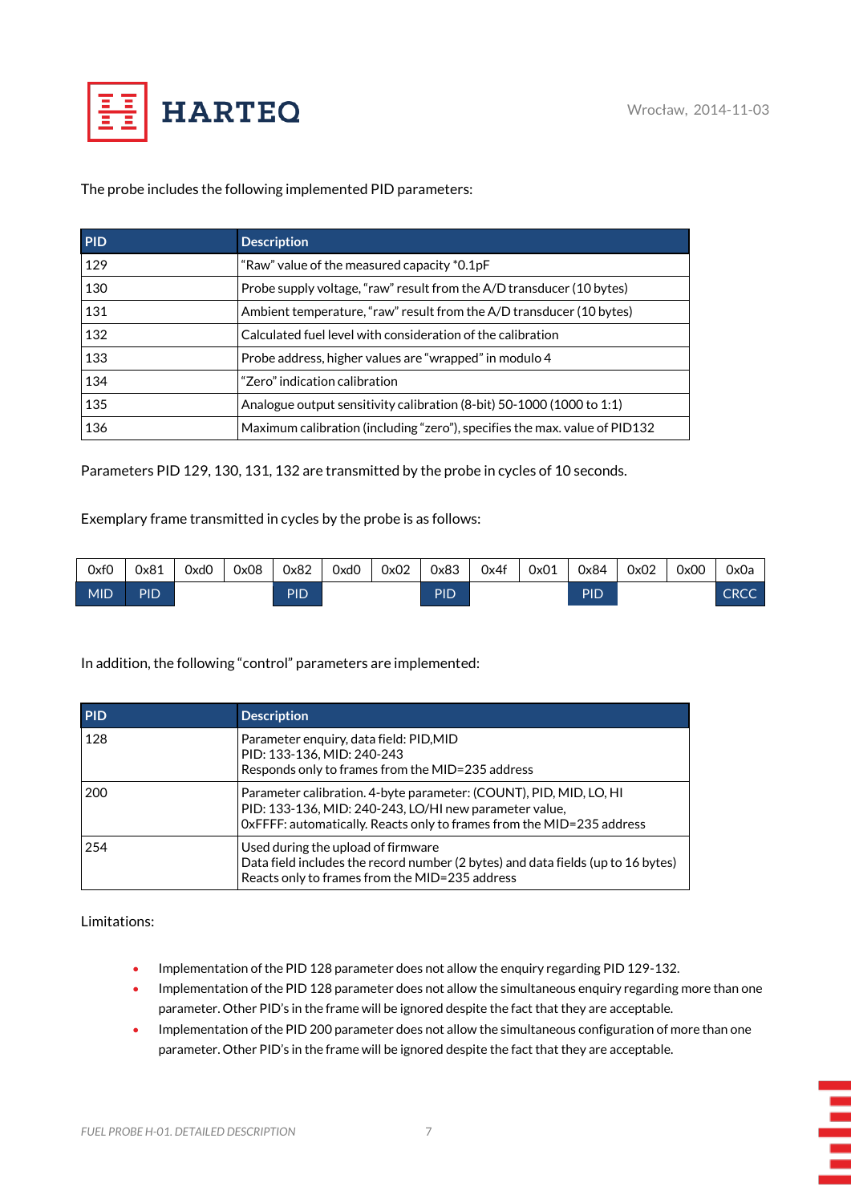The probe includes the following implemented PID parameters:

| PID | Description |
|---|---|
| 129 | “Raw” value of the measured capacity *0.1pF |
| 130 | Probe supply voltage, “raw” result from the A/D transducer (10 bytes) |
| 131 | Ambient temperature, “raw” result from the A/D transducer (10 bytes) |
| 132 | Calculated fuel level with consideration of the calibration |
| 133 | Probe address, higher values are “wrapped” in modulo 4 |
| 134 | “Zero” indication calibration |
| 135 | Analogue output sensitivity calibration (8-bit) 50-1000 (1000 to 1:1) |
| 136 | Maximum calibration (including “zero”), specifies the max. value of PID132 |

Parameters PID 129, 130, 131, 132 are transmitted by the probe in cycles of 10 seconds.

Exemplary frame transmitted in cycles by the probe is as follows:

| 0xf0 | 0x81 | 0xd0 | 0x08 | 0x82 | 0xd0 | 0x02 | 0x83 | 0x4f | 0x01 | 0x84 | 0x02 | 0x00 | 0x0a |
|---|---|---|---|---|---|---|---|---|---|---|---|---|---|
| MID | PID | | | PID | | | PID | | | PID | | | CRCC |

In addition, the following “control” parameters are implemented:

| PID | Description |
|---|---|
| 128 | Parameter enquiry, data field: PID,MID<br>PID: 133-136, MID: 240-243<br>Responds only to frames from the MID=235 address |
| 200 | Parameter calibration. 4-byte parameter: (COUNT), PID, MID, LO, HI<br>PID: 133-136, MID: 240-243, LO/HI new parameter value,<br>0xFFFF: automatically. Reacts only to frames from the MID=235 address |
| 254 | Used during the upload of firmware<br>Data field includes the record number (2 bytes) and data fields (up to 16 bytes)<br>Reacts only to frames from the MID=235 address |

Limitations:

- Implementation of the PID 128 parameter does not allow the enquiry regarding PID 129-132.
- Implementation of the PID 128 parameter does not allow the simultaneous enquiry regarding more than one parameter. Other PID’s in the frame will be ignored despite the fact that they are acceptable.
- Implementation of the PID 200 parameter does not allow the simultaneous configuration of more than one parameter. Other PID’s in the frame will be ignored despite the fact that they are acceptable.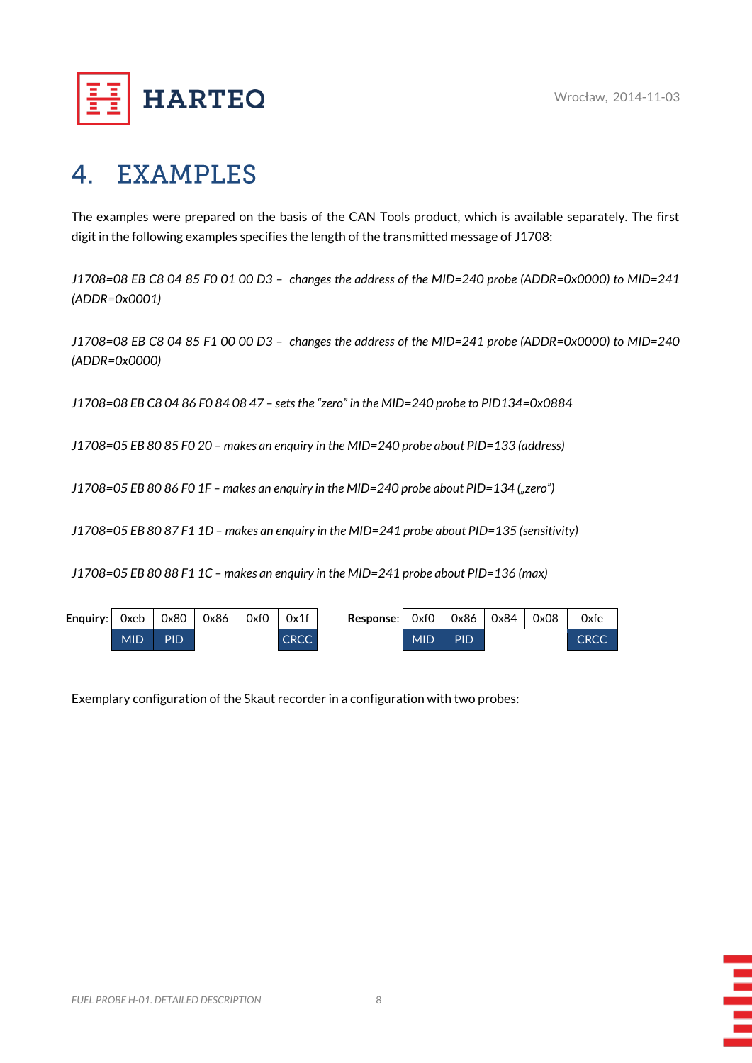# 4. EXAMPLES

The examples were prepared on the basis of the CAN Tools product, which is available separately. The first digit in the following examples specifies the length of the transmitted message of J1708:

*J1708=08 EB C8 04 85 F0 01 00 D3 – changes the address of the MID=240 probe (ADDR=0x0000) to MID=241 (ADDR=0x0001)*

*J1708=08 EB C8 04 85 F1 00 00 D3 – changes the address of the MID=241 probe (ADDR=0x0000) to MID=240 (ADDR=0x0000)*

*J1708=08 EB C8 04 86 F0 84 08 47 – sets the "zero" in the MID=240 probe to PID134=0x0884*

*J1708=05 EB 80 85 F0 20 – makes an enquiry in the MID=240 probe about PID=133 (address)*

*J1708=05 EB 80 86 F0 1F – makes an enquiry in the MID=240 probe about PID=134 („zero")*

*J1708=05 EB 80 87 F1 1D – makes an enquiry in the MID=241 probe about PID=135 (sensitivity)*

*J1708=05 EB 80 88 F1 1C – makes an enquiry in the MID=241 probe about PID=136 (max)*

**Enquiry**:

| 0xeb | 0x80 | 0x86 | 0xf0 | 0x1f |
|---|---|---|---|---|
| MID | PID | | | CRCC |

**Response**:

| 0xf0 | 0x86 | 0x84 | 0x08 | 0xfe |
|---|---|---|---|---|
| MID | PID | | | CRCC |

Exemplary configuration of the Skaut recorder in a configuration with two probes: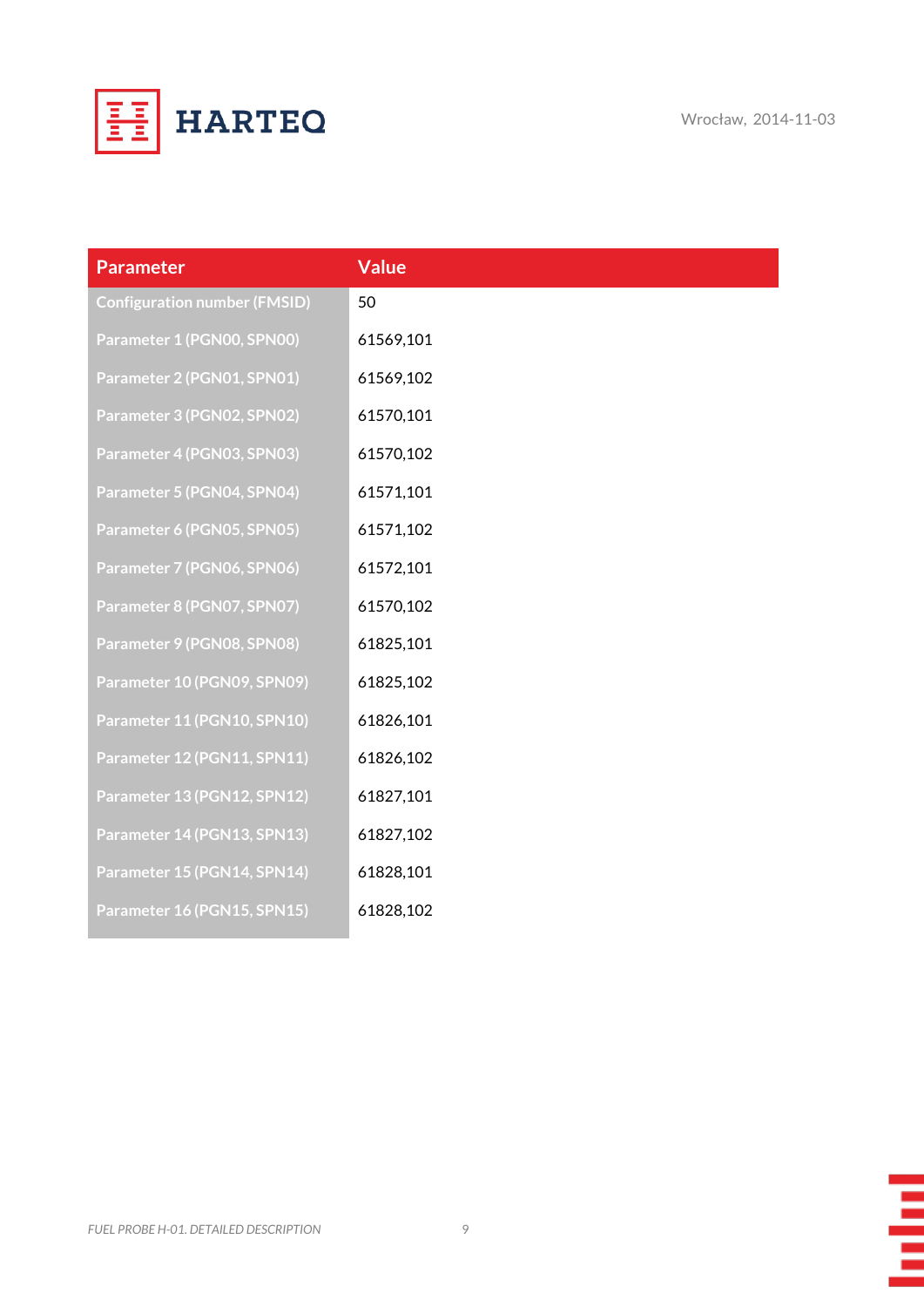| Parameter | Value |
|---|---|
| Configuration number (FMSID) | 50 |
| Parameter 1 (PGN00, SPN00) | 61569,101 |
| Parameter 2 (PGN01, SPN01) | 61569,102 |
| Parameter 3 (PGN02, SPN02) | 61570,101 |
| Parameter 4 (PGN03, SPN03) | 61570,102 |
| Parameter 5 (PGN04, SPN04) | 61571,101 |
| Parameter 6 (PGN05, SPN05) | 61571,102 |
| Parameter 7 (PGN06, SPN06) | 61572,101 |
| Parameter 8 (PGN07, SPN07) | 61570,102 |
| Parameter 9 (PGN08, SPN08) | 61825,101 |
| Parameter 10 (PGN09, SPN09) | 61825,102 |
| Parameter 11 (PGN10, SPN10) | 61826,101 |
| Parameter 12 (PGN11, SPN11) | 61826,102 |
| Parameter 13 (PGN12, SPN12) | 61827,101 |
| Parameter 14 (PGN13, SPN13) | 61827,102 |
| Parameter 15 (PGN14, SPN14) | 61828,101 |
| Parameter 16 (PGN15, SPN15) | 61828,102 |